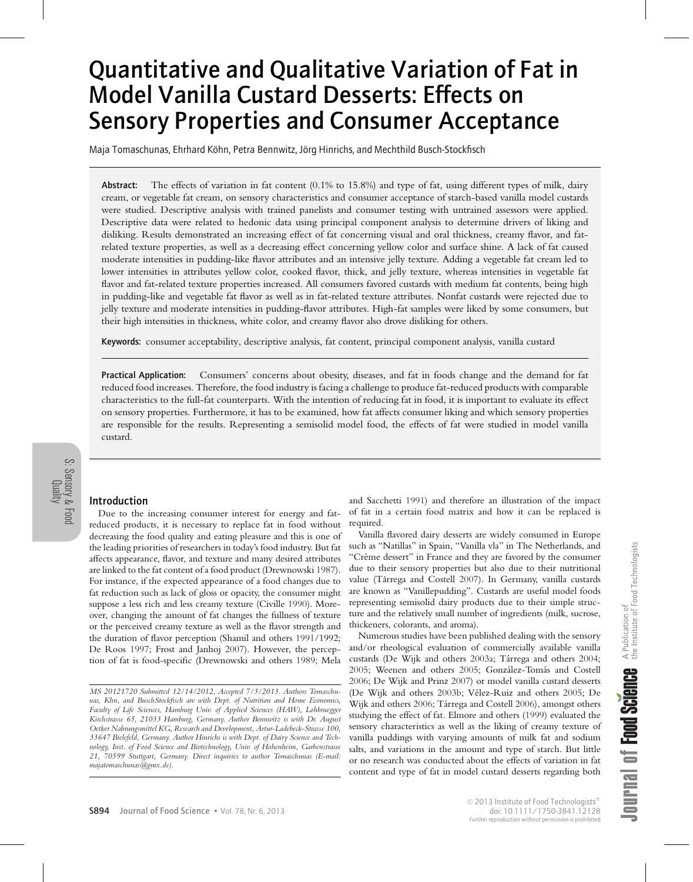# Quantitative and Qualitative Variation of Fat in Model Vanilla Custard Desserts: Effects on Sensory Properties and Consumer Acceptance

Maja Tomaschunas, Ehrhard Köhn, Petra Bennwitz, Jörg Hinrichs, and Mechthild Busch-Stockfisch

**Abstract:** The effects of variation in fat content (0.1% to 15.8%) and type of fat, using different types of milk, dairy cream, or vegetable fat cream, on sensory characteristics and consumer acceptance of starch-based vanilla model custards were studied. Descriptive analysis with trained panelists and consumer testing with untrained assessors were applied. Descriptive data were related to hedonic data using principal component analysis to determine drivers of liking and disliking. Results demonstrated an increasing effect of fat concerning visual and oral thickness, creamy flavor, and fat-related texture properties, as well as a decreasing effect concerning yellow color and surface shine. A lack of fat caused moderate intensities in pudding-like flavor attributes and an intensive jelly texture. Adding a vegetable fat cream led to lower intensities in attributes yellow color, cooked flavor, thick, and jelly texture, whereas intensities in vegetable fat flavor and fat-related texture properties increased. All consumers favored custards with medium fat contents, being high in pudding-like and vegetable fat flavor as well as in fat-related texture attributes. Nonfat custards were rejected due to jelly texture and moderate intensities in pudding-flavor attributes. High-fat samples were liked by some consumers, but their high intensities in thickness, white color, and creamy flavor also drove disliking for others.

**Keywords:** consumer acceptability, descriptive analysis, fat content, principal component analysis, vanilla custard

**Practical Application:** Consumers' concerns about obesity, diseases, and fat in foods change and the demand for fat reduced food increases. Therefore, the food industry is facing a challenge to produce fat-reduced products with comparable characteristics to the full-fat counterparts. With the intention of reducing fat in food, it is important to evaluate its effect on sensory properties. Furthermore, it has to be examined, how fat affects consumer liking and which sensory properties are responsible for the results. Representing a semisolid model food, the effects of fat were studied in model vanilla custard.

## Introduction

Due to the increasing consumer interest for energy and fat-reduced products, it is necessary to replace fat in food without decreasing the food quality and eating pleasure and this is one of the leading priorities of researchers in today's food industry. But fat affects appearance, flavor, and texture and many desired attributes are linked to the fat content of a food product (Drewnowski 1987). For instance, if the expected appearance of a food changes due to fat reduction such as lack of gloss or opacity, the consumer might suppose a less rich and less creamy texture (Civille 1990). Moreover, changing the amount of fat changes the fullness of texture or the perceived creamy texture as well as the flavor strength and the duration of flavor perception (Shamil and others 1991/1992; De Roos 1997; Frost and Janhoj 2007). However, the perception of fat is food-specific (Drewnowski and others 1989; Mela and Sacchetti 1991) and therefore an illustration of the impact of fat in a certain food matrix and how it can be replaced is required.

Vanilla flavored dairy desserts are widely consumed in Europe such as "Natillas" in Spain, "Vanilla vla" in The Netherlands, and "Crème dessert" in France and they are favored by the consumer due to their sensory properties but also due to their nutritional value (Tárrega and Costell 2007). In Germany, vanilla custards are known as "Vanillepudding". Custards are useful model foods representing semisolid dairy products due to their simple structure and the relatively small number of ingredients (milk, sucrose, thickeners, colorants, and aroma).

Numerous studies have been published dealing with the sensory and/or rheological evaluation of commercially available vanilla custards (De Wijk and others 2003a; Tárrega and others 2004; 2005; Weenen and others 2005; González-Tomás and Costell 2006; De Wijk and Prinz 2007) or model vanilla custard desserts (De Wijk and others 2003b; Vélez-Ruiz and others 2005; De Wijk and others 2006; Tárrega and Costell 2006), amongst others studying the effect of fat. Elmore and others (1999) evaluated the sensory characteristics as well as the liking of creamy texture of vanilla puddings with varying amounts of milk fat and sodium salts, and variations in the amount and type of starch. But little or no research was conducted about the effects of variation in fat content and type of fat in model custard desserts regarding both

*MS 20121720 Submitted 12/14/2012, Accepted 7/3/2013. Authors Tomaschunas, Khn, and BuschStockfisch are with Dept. of Nutrition and Home Economics, Faculty of Life Sciences, Hamburg Univ. of Applied Sciences (HAW), Lohbruegger Kirchstrasse 65, 21033 Hamburg, Germany. Author Bennwitz is with Dr. August Oetker Nahrungsmittel KG, Research and Development, Artur-Ladebeck-Strasse 100, 33647 Bielefeld, Germany. Author Hinrichs is with Dept. of Dairy Science and Technology, Inst. of Food Science and Biotechnology, Univ. of Hohenheim, Garbenstrasse 21, 70599 Stuttgart, Germany. Direct inquiries to author Tomaschunas (E-mail: majatomaschunas@gmx.de).*

© 2013 Institute of Food Technologists®
doi: 10.1111/1750-3841.12128
Further reproduction without permission is prohibited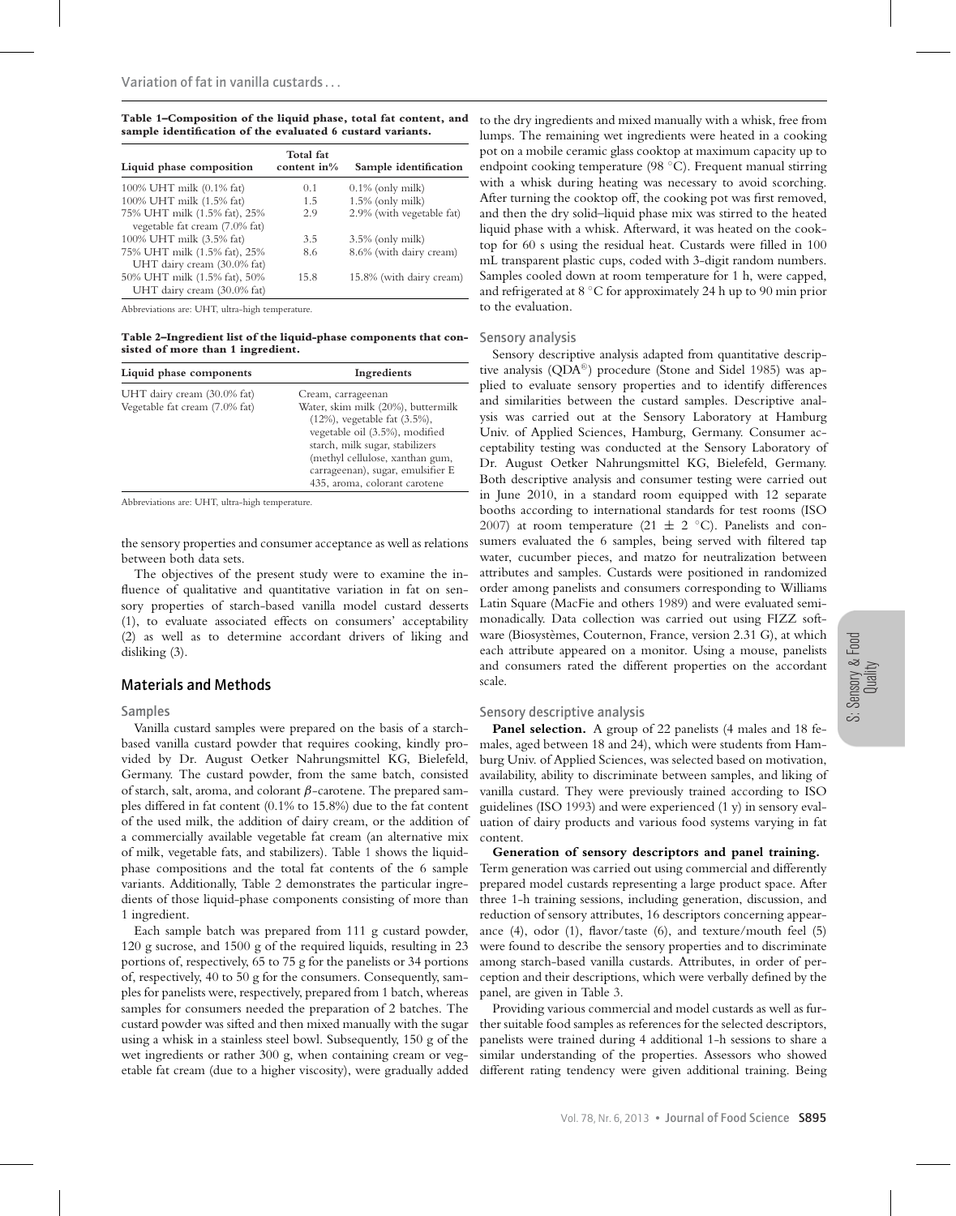**Table 1–Composition of the liquid phase, total fat content, and sample identification of the evaluated 6 custard variants.**

| Liquid phase composition | Total fat content in% | Sample identification |
|---|---|---|
| 100% UHT milk (0.1% fat) | 0.1 | 0.1% (only milk) |
| 100% UHT milk (1.5% fat) | 1.5 | 1.5% (only milk) |
| 75% UHT milk (1.5% fat), 25% vegetable fat cream (7.0% fat) | 2.9 | 2.9% (with vegetable fat) |
| 100% UHT milk (3.5% fat) | 3.5 | 3.5% (only milk) |
| 75% UHT milk (1.5% fat), 25% UHT dairy cream (30.0% fat) | 8.6 | 8.6% (with dairy cream) |
| 50% UHT milk (1.5% fat), 50% UHT dairy cream (30.0% fat) | 15.8 | 15.8% (with dairy cream) |

Abbreviations are: UHT, ultra-high temperature.

**Table 2–Ingredient list of the liquid-phase components that consisted of more than 1 ingredient.**

| Liquid phase components | Ingredients |
|---|---|
| UHT dairy cream (30.0% fat) | Cream, carrageenan |
| Vegetable fat cream (7.0% fat) | Water, skim milk (20%), buttermilk (12%), vegetable fat (3.5%), vegetable oil (3.5%), modified starch, milk sugar, stabilizers (methyl cellulose, xanthan gum, carrageenan), sugar, emulsifier E 435, aroma, colorant carotene |

Abbreviations are: UHT, ultra-high temperature.

the sensory properties and consumer acceptance as well as relations between both data sets.

The objectives of the present study were to examine the influence of qualitative and quantitative variation in fat on sensory properties of starch-based vanilla model custard desserts (1), to evaluate associated effects on consumers' acceptability (2) as well as to determine accordant drivers of liking and disliking (3).

## Materials and Methods

### Samples

Vanilla custard samples were prepared on the basis of a starch-based vanilla custard powder that requires cooking, kindly provided by Dr. August Oetker Nahrungsmittel KG, Bielefeld, Germany. The custard powder, from the same batch, consisted of starch, salt, aroma, and colorant $\beta$-carotene. The prepared samples differed in fat content (0.1% to 15.8%) due to the fat content of the used milk, the addition of dairy cream, or the addition of a commercially available vegetable fat cream (an alternative mix of milk, vegetable fats, and stabilizers). Table 1 shows the liquid-phase compositions and the total fat contents of the 6 sample variants. Additionally, Table 2 demonstrates the particular ingredients of those liquid-phase components consisting of more than 1 ingredient.

Each sample batch was prepared from 111 g custard powder, 120 g sucrose, and 1500 g of the required liquids, resulting in 23 portions of, respectively, 65 to 75 g for the panelists or 34 portions of, respectively, 40 to 50 g for the consumers. Consequently, samples for panelists were, respectively, prepared from 1 batch, whereas samples for consumers needed the preparation of 2 batches. The custard powder was sifted and then mixed manually with the sugar using a whisk in a stainless steel bowl. Subsequently, 150 g of the wet ingredients or rather 300 g, when containing cream or vegetable fat cream (due to a higher viscosity), were gradually added to the dry ingredients and mixed manually with a whisk, free from lumps. The remaining wet ingredients were heated in a cooking pot on a mobile ceramic glass cooktop at maximum capacity up to endpoint cooking temperature (98 °C). Frequent manual stirring with a whisk during heating was necessary to avoid scorching. After turning the cooktop off, the cooking pot was first removed, and then the dry solid–liquid phase mix was stirred to the heated liquid phase with a whisk. Afterward, it was heated on the cooktop for 60 s using the residual heat. Custards were filled in 100 mL transparent plastic cups, coded with 3-digit random numbers. Samples cooled down at room temperature for 1 h, were capped, and refrigerated at 8 °C for approximately 24 h up to 90 min prior to the evaluation.

### Sensory analysis

Sensory descriptive analysis adapted from quantitative descriptive analysis (QDA®) procedure (Stone and Sidel 1985) was applied to evaluate sensory properties and to identify differences and similarities between the custard samples. Descriptive analysis was carried out at the Sensory Laboratory at Hamburg Univ. of Applied Sciences, Hamburg, Germany. Consumer acceptability testing was conducted at the Sensory Laboratory of Dr. August Oetker Nahrungsmittel KG, Bielefeld, Germany. Both descriptive analysis and consumer testing were carried out in June 2010, in a standard room equipped with 12 separate booths according to international standards for test rooms (ISO 2007) at room temperature (21 ± 2 °C). Panelists and consumers evaluated the 6 samples, being served with filtered tap water, cucumber pieces, and matzo for neutralization between attributes and samples. Custards were positioned in randomized order among panelists and consumers corresponding to Williams Latin Square (MacFie and others 1989) and were evaluated semi-monadically. Data collection was carried out using FIZZ software (Biosystèmes, Couternon, France, version 2.31 G), at which each attribute appeared on a monitor. Using a mouse, panelists and consumers rated the different properties on the accordant scale.

### Sensory descriptive analysis

**Panel selection.** A group of 22 panelists (4 males and 18 females, aged between 18 and 24), which were students from Hamburg Univ. of Applied Sciences, was selected based on motivation, availability, ability to discriminate between samples, and liking of vanilla custard. They were previously trained according to ISO guidelines (ISO 1993) and were experienced (1 y) in sensory evaluation of dairy products and various food systems varying in fat content.

**Generation of sensory descriptors and panel training.** Term generation was carried out using commercial and differently prepared model custards representing a large product space. After three 1-h training sessions, including generation, discussion, and reduction of sensory attributes, 16 descriptors concerning appearance (4), odor (1), flavor/taste (6), and texture/mouth feel (5) were found to describe the sensory properties and to discriminate among starch-based vanilla custards. Attributes, in order of perception and their descriptions, which were verbally defined by the panel, are given in Table 3.

Providing various commercial and model custards as well as further suitable food samples as references for the selected descriptors, panelists were trained during 4 additional 1-h sessions to share a similar understanding of the properties. Assessors who showed different rating tendency were given additional training. Being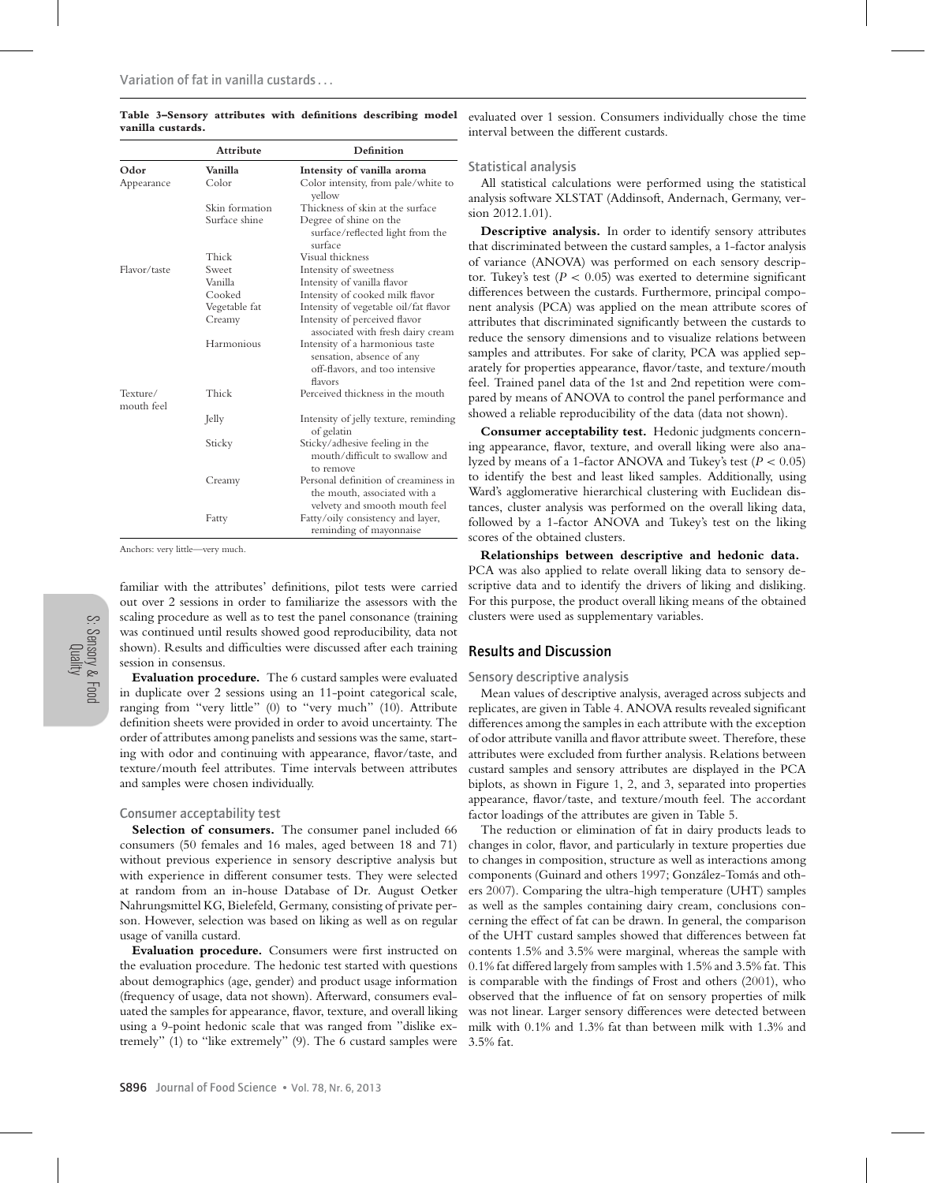**Table 3–Sensory attributes with definitions describing model vanilla custards.**

| | Attribute | Definition |
|---|---|---|
| **Odor** | **Vanilla** | **Intensity of vanilla aroma** |
| Appearance | Color | Color intensity, from pale/white to yellow |
| | Skin formation | Thickness of skin at the surface |
| | Surface shine | Degree of shine on the surface/reflected light from the surface |
| | Thick | Visual thickness |
| Flavor/taste | Sweet | Intensity of sweetness |
| | Vanilla | Intensity of vanilla flavor |
| | Cooked | Intensity of cooked milk flavor |
| | Vegetable fat | Intensity of vegetable oil/fat flavor |
| | Creamy | Intensity of perceived flavor associated with fresh dairy cream |
| | Harmonious | Intensity of a harmonious taste sensation, absence of any off-flavors, and too intensive flavors |
| Texture/ mouth feel | Thick | Perceived thickness in the mouth |
| | Jelly | Intensity of jelly texture, reminding of gelatin |
| | Sticky | Sticky/adhesive feeling in the mouth/difficult to swallow and to remove |
| | Creamy | Personal definition of creaminess in the mouth, associated with a velvety and smooth mouth feel |
| | Fatty | Fatty/oily consistency and layer, reminding of mayonnaise |

Anchors: very little—very much.

familiar with the attributes' definitions, pilot tests were carried out over 2 sessions in order to familiarize the assessors with the scaling procedure as well as to test the panel consonance (training was continued until results showed good reproducibility, data not shown). Results and difficulties were discussed after each training session in consensus.

**Evaluation procedure.** The 6 custard samples were evaluated in duplicate over 2 sessions using an 11-point categorical scale, ranging from "very little" (0) to "very much" (10). Attribute definition sheets were provided in order to avoid uncertainty. The order of attributes among panelists and sessions was the same, starting with odor and continuing with appearance, flavor/taste, and texture/mouth feel attributes. Time intervals between attributes and samples were chosen individually.

### Consumer acceptability test

**Selection of consumers.** The consumer panel included 66 consumers (50 females and 16 males, aged between 18 and 71) without previous experience in sensory descriptive analysis but with experience in different consumer tests. They were selected at random from an in-house Database of Dr. August Oetker Nahrungsmittel KG, Bielefeld, Germany, consisting of private person. However, selection was based on liking as well as on regular usage of vanilla custard.

**Evaluation procedure.** Consumers were first instructed on the evaluation procedure. The hedonic test started with questions about demographics (age, gender) and product usage information (frequency of usage, data not shown). Afterward, consumers evaluated the samples for appearance, flavor, texture, and overall liking using a 9-point hedonic scale that was ranged from "dislike extremely" (1) to "like extremely" (9). The 6 custard samples were evaluated over 1 session. Consumers individually chose the time interval between the different custards.

### Statistical analysis

All statistical calculations were performed using the statistical analysis software XLSTAT (Addinsoft, Andernach, Germany, version 2012.1.01).

**Descriptive analysis.** In order to identify sensory attributes that discriminated between the custard samples, a 1-factor analysis of variance (ANOVA) was performed on each sensory descriptor. Tukey's test ($P < 0.05$) was exerted to determine significant differences between the custards. Furthermore, principal component analysis (PCA) was applied on the mean attribute scores of attributes that discriminated significantly between the custards to reduce the sensory dimensions and to visualize relations between samples and attributes. For sake of clarity, PCA was applied separately for properties appearance, flavor/taste, and texture/mouth feel. Trained panel data of the 1st and 2nd repetition were compared by means of ANOVA to control the panel performance and showed a reliable reproducibility of the data (data not shown).

**Consumer acceptability test.** Hedonic judgments concerning appearance, flavor, texture, and overall liking were also analyzed by means of a 1-factor ANOVA and Tukey's test ($P < 0.05$) to identify the best and least liked samples. Additionally, using Ward's agglomerative hierarchical clustering with Euclidean distances, cluster analysis was performed on the overall liking data, followed by a 1-factor ANOVA and Tukey's test on the liking scores of the obtained clusters.

**Relationships between descriptive and hedonic data.** PCA was also applied to relate overall liking data to sensory descriptive data and to identify the drivers of liking and disliking. For this purpose, the product overall liking means of the obtained clusters were used as supplementary variables.

## Results and Discussion

### Sensory descriptive analysis

Mean values of descriptive analysis, averaged across subjects and replicates, are given in Table 4. ANOVA results revealed significant differences among the samples in each attribute with the exception of odor attribute vanilla and flavor attribute sweet. Therefore, these attributes were excluded from further analysis. Relations between custard samples and sensory attributes are displayed in the PCA biplots, as shown in Figure 1, 2, and 3, separated into properties appearance, flavor/taste, and texture/mouth feel. The accordant factor loadings of the attributes are given in Table 5.

The reduction or elimination of fat in dairy products leads to changes in color, flavor, and particularly in texture properties due to changes in composition, structure as well as interactions among components (Guinard and others 1997; González-Tomás and others 2007). Comparing the ultra-high temperature (UHT) samples as well as the samples containing dairy cream, conclusions concerning the effect of fat can be drawn. In general, the comparison of the UHT custard samples showed that differences between fat contents 1.5% and 3.5% were marginal, whereas the sample with 0.1% fat differed largely from samples with 1.5% and 3.5% fat. This is comparable with the findings of Frost and others (2001), who observed that the influence of fat on sensory properties of milk was not linear. Larger sensory differences were detected between milk with 0.1% and 1.3% fat than between milk with 1.3% and 3.5% fat.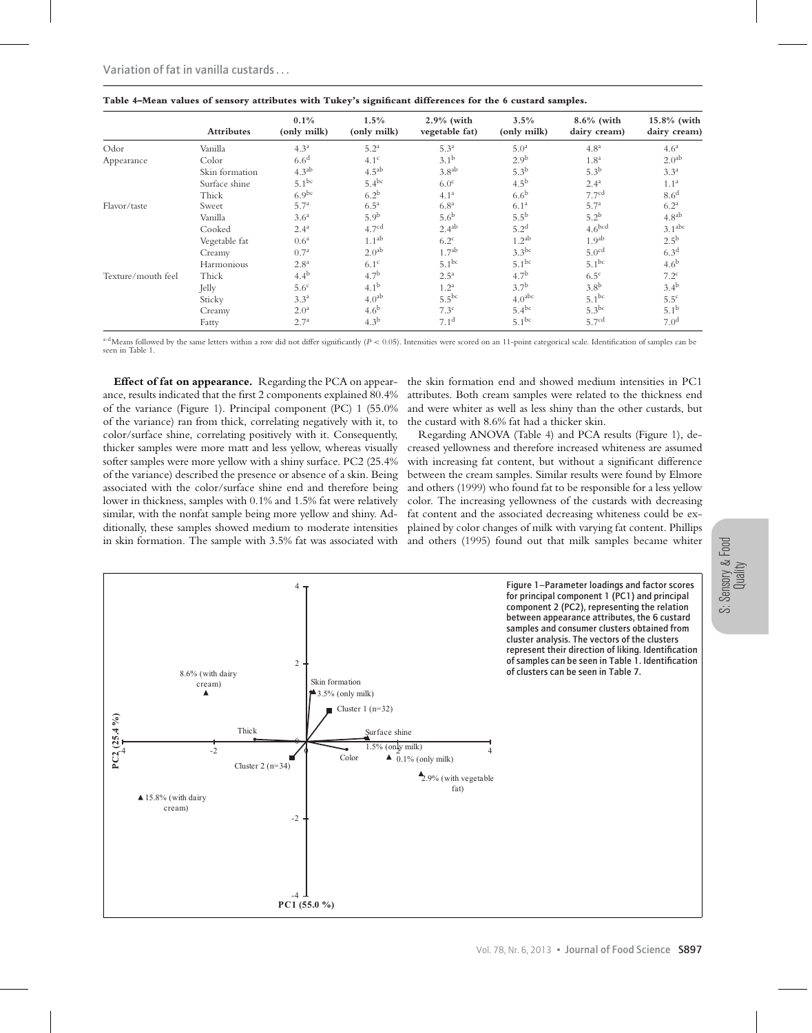**Table 4–Mean values of sensory attributes with Tukey's significant differences for the 6 custard samples.**

| | Attributes | 0.1% (only milk) | 1.5% (only milk) | 2.9% (with vegetable fat) | 3.5% (only milk) | 8.6% (with dairy cream) | 15.8% (with dairy cream) |
|---|---|---|---|---|---|---|---|
| Odor | Vanilla | 4.3[a] | 5.2[a] | 5.3[a] | 5.0[a] | 4.8[a] | 4.6[a] |
| Appearance | Color | 6.6[d] | 4.1[c] | 3.1[b] | 2.9[b] | 1.8[a] | 2.0[ab] |
| | Skin formation | 4.3[ab] | 4.5[ab] | 3.8[ab] | 5.3[b] | 5.3[b] | 3.3[a] |
| | Surface shine | 5.1[bc] | 5.4[bc] | 6.0[c] | 4.5[b] | 2.4[a] | 1.1[a] |
| | Thick | 6.9[bc] | 6.2[b] | 4.1[a] | 6.6[b] | 7.7[cd] | 8.6[d] |
| Flavor/taste | Sweet | 5.7[a] | 6.5[a] | 6.8[a] | 6.1[a] | 5.7[a] | 6.2[a] |
| | Vanilla | 3.6[a] | 5.9[b] | 5.6[b] | 5.5[b] | 5.2[b] | 4.8[ab] |
| | Cooked | 2.4[a] | 4.7[cd] | 2.4[ab] | 5.2[d] | 4.6[bcd] | 3.1[abc] |
| | Vegetable fat | 0.6[a] | 1.1[ab] | 6.2[c] | 1.2[ab] | 1.9[ab] | 2.5[b] |
| | Creamy | 0.7[a] | 2.0[ab] | 1.7[ab] | 3.3[bc] | 5.0[cd] | 6.3[d] |
| | Harmonious | 2.8[a] | 6.1[c] | 5.1[bc] | 5.1[bc] | 5.1[bc] | 4.6[b] |
| Texture/mouth feel | Thick | 4.4[b] | 4.7[b] | 2.5[a] | 4.7[b] | 6.5[c] | 7.2[c] |
| | Jelly | 5.6[c] | 4.1[b] | 1.2[a] | 3.7[b] | 3.8[b] | 3.4[b] |
| | Sticky | 3.3[a] | 4.0[ab] | 5.5[bc] | 4.0[abc] | 5.1[bc] | 5.5[c] |
| | Creamy | 2.0[a] | 4.6[b] | 7.3[c] | 5.4[bc] | 5.3[bc] | 5.1[b] |
| | Fatty | 2.7[a] | 4.3[b] | 7.1[d] | 5.1[bc] | 5.7[cd] | 7.0[d] |

[a–d]Means followed by the same letters within a row did not differ significantly ($P < 0.05$). Intensities were scored on an 11-point categorical scale. Identification of samples can be seen in Table 1.

**Effect of fat on appearance.** Regarding the PCA on appearance, results indicated that the first 2 components explained 80.4% of the variance (Figure 1). Principal component (PC) 1 (55.0% of the variance) ran from thick, correlating negatively with it, to color/surface shine, correlating positively with it. Consequently, thicker samples were more matt and less yellow, whereas visually softer samples were more yellow with a shiny surface. PC2 (25.4% of the variance) described the presence or absence of a skin. Being associated with the color/surface shine end and therefore being lower in thickness, samples with 0.1% and 1.5% fat were relatively similar, with the nonfat sample being more yellow and shiny. Additionally, these samples showed medium to moderate intensities in skin formation. The sample with 3.5% fat was associated with the skin formation end and showed medium intensities in PC1 attributes. Both cream samples were related to the thickness end and were whiter as well as less shiny than the other custards, but the custard with 8.6% fat had a thicker skin.

Regarding ANOVA (Table 4) and PCA results (Figure 1), decreased yellowness and therefore increased whiteness are assumed with increasing fat content, but without a significant difference between the cream samples. Similar results were found by Elmore and others (1999) who found fat to be responsible for a less yellow color. The increasing yellowness of the custards with decreasing fat content and the associated decreasing whiteness could be explained by color changes of milk with varying fat content. Phillips and others (1995) found out that milk samples became whiter

Figure 1–Parameter loadings and factor scores for principal component 1 (PC1) and principal component 2 (PC2), representing the relation between appearance attributes, the 6 custard samples and consumer clusters obtained from cluster analysis. The vectors of the clusters represent their direction of liking. Identification of samples can be seen in Table 1. Identification of clusters can be seen in Table 7.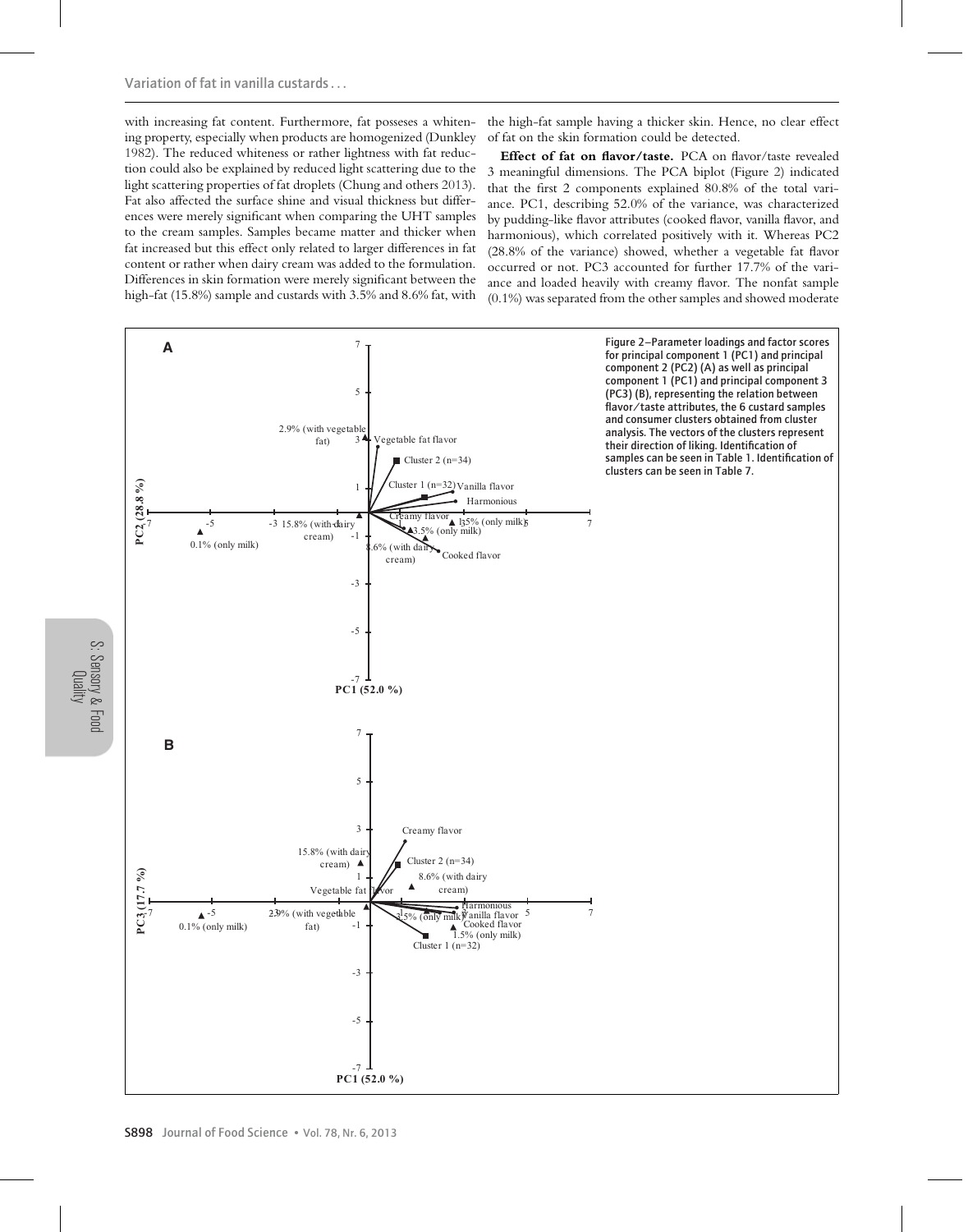with increasing fat content. Furthermore, fat posseses a whitening property, especially when products are homogenized (Dunkley 1982). The reduced whiteness or rather lightness with fat reduction could also be explained by reduced light scattering due to the light scattering properties of fat droplets (Chung and others 2013). Fat also affected the surface shine and visual thickness but differences were merely significant when comparing the UHT samples to the cream samples. Samples became matter and thicker when fat increased but this effect only related to larger differences in fat content or rather when dairy cream was added to the formulation. Differences in skin formation were merely significant between the high-fat (15.8%) sample and custards with 3.5% and 8.6% fat, with the high-fat sample having a thicker skin. Hence, no clear effect of fat on the skin formation could be detected.

**Effect of fat on flavor/taste.** PCA on flavor/taste revealed 3 meaningful dimensions. The PCA biplot (Figure 2) indicated that the first 2 components explained 80.8% of the total variance. PC1, describing 52.0% of the variance, was characterized by pudding-like flavor attributes (cooked flavor, vanilla flavor, and harmonious), which correlated positively with it. Whereas PC2 (28.8% of the variance) showed, whether a vegetable fat flavor occurred or not. PC3 accounted for further 17.7% of the variance and loaded heavily with creamy flavor. The nonfat sample (0.1%) was separated from the other samples and showed moderate

Figure 2–Parameter loadings and factor scores for principal component 1 (PC1) and principal component 2 (PC2) (A) as well as principal component 1 (PC1) and principal component 3 (PC3) (B), representing the relation between flavor/taste attributes, the 6 custard samples and consumer clusters obtained from cluster analysis. The vectors of the clusters represent their direction of liking. Identification of samples can be seen in Table 1. Identification of clusters can be seen in Table 7.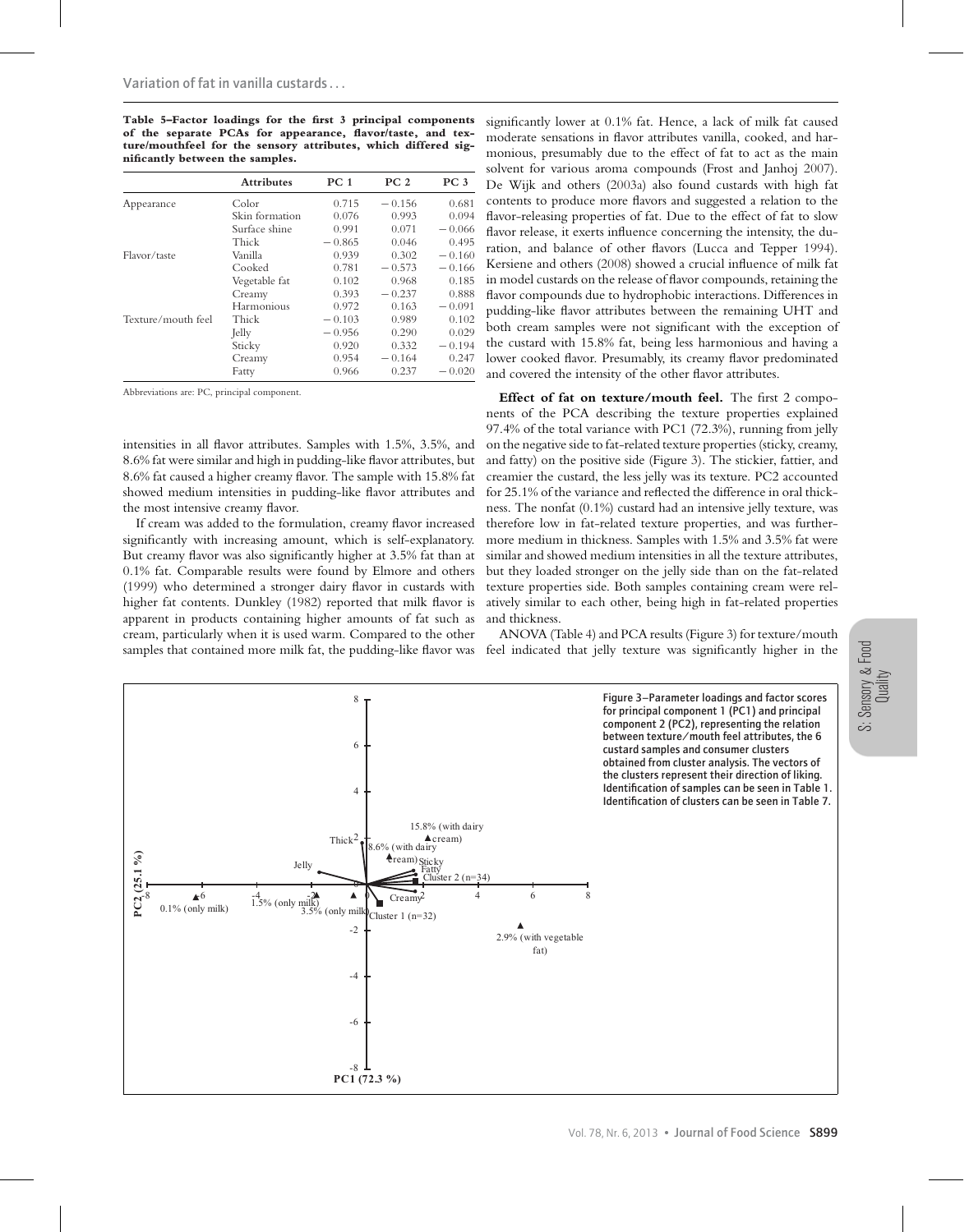**Table 5–Factor loadings for the first 3 principal components of the separate PCAs for appearance, flavor/taste, and texture/mouthfeel for the sensory attributes, which differed significantly between the samples.**

| | Attributes | PC 1 | PC 2 | PC 3 |
|---|---|---|---|---|
| Appearance | Color | 0.715 | −0.156 | 0.681 |
| | Skin formation | 0.076 | 0.993 | 0.094 |
| | Surface shine | 0.991 | 0.071 | −0.066 |
| | Thick | −0.865 | 0.046 | 0.495 |
| Flavor/taste | Vanilla | 0.939 | 0.302 | −0.160 |
| | Cooked | 0.781 | −0.573 | −0.166 |
| | Vegetable fat | 0.102 | 0.968 | 0.185 |
| | Creamy | 0.393 | −0.237 | 0.888 |
| | Harmonious | 0.972 | 0.163 | −0.091 |
| Texture/mouth feel | Thick | −0.103 | 0.989 | 0.102 |
| | Jelly | −0.956 | 0.290 | 0.029 |
| | Sticky | 0.920 | 0.332 | −0.194 |
| | Creamy | 0.954 | −0.164 | 0.247 |
| | Fatty | 0.966 | 0.237 | −0.020 |

Abbreviations are: PC, principal component.

intensities in all flavor attributes. Samples with 1.5%, 3.5%, and 8.6% fat were similar and high in pudding-like flavor attributes, but 8.6% fat caused a higher creamy flavor. The sample with 15.8% fat showed medium intensities in pudding-like flavor attributes and the most intensive creamy flavor.

If cream was added to the formulation, creamy flavor increased significantly with increasing amount, which is self-explanatory. But creamy flavor was also significantly higher at 3.5% fat than at 0.1% fat. Comparable results were found by Elmore and others (1999) who determined a stronger dairy flavor in custards with higher fat contents. Dunkley (1982) reported that milk flavor is apparent in products containing higher amounts of fat such as cream, particularly when it is used warm. Compared to the other samples that contained more milk fat, the pudding-like flavor was significantly lower at 0.1% fat. Hence, a lack of milk fat caused moderate sensations in flavor attributes vanilla, cooked, and harmonious, presumably due to the effect of fat to act as the main solvent for various aroma compounds (Frost and Janhoj 2007). De Wijk and others (2003a) also found custards with high fat contents to produce more flavors and suggested a relation to the flavor-releasing properties of fat. Due to the effect of fat to slow flavor release, it exerts influence concerning the intensity, the duration, and balance of other flavors (Lucca and Tepper 1994). Kersiene and others (2008) showed a crucial influence of milk fat in model custards on the release of flavor compounds, retaining the flavor compounds due to hydrophobic interactions. Differences in pudding-like flavor attributes between the remaining UHT and both cream samples were not significant with the exception of the custard with 15.8% fat, being less harmonious and having a lower cooked flavor. Presumably, its creamy flavor predominated and covered the intensity of the other flavor attributes.

**Effect of fat on texture/mouth feel.** The first 2 components of the PCA describing the texture properties explained 97.4% of the total variance with PC1 (72.3%), running from jelly on the negative side to fat-related texture properties (sticky, creamy, and fatty) on the positive side (Figure 3). The stickier, fattier, and creamier the custard, the less jelly was its texture. PC2 accounted for 25.1% of the variance and reflected the difference in oral thickness. The nonfat (0.1%) custard had an intensive jelly texture, was therefore low in fat-related texture properties, and was furthermore medium in thickness. Samples with 1.5% and 3.5% fat were similar and showed medium intensities in all the texture attributes, but they loaded stronger on the jelly side than on the fat-related texture properties side. Both samples containing cream were relatively similar to each other, being high in fat-related properties and thickness.

ANOVA (Table 4) and PCA results (Figure 3) for texture/mouth feel indicated that jelly texture was significantly higher in the

Figure 3–Parameter loadings and factor scores for principal component 1 (PC1) and principal component 2 (PC2), representing the relation between texture/mouth feel attributes, the 6 custard samples and consumer clusters obtained from cluster analysis. The vectors of the clusters represent their direction of liking. Identification of samples can be seen in Table 1. Identification of clusters can be seen in Table 7.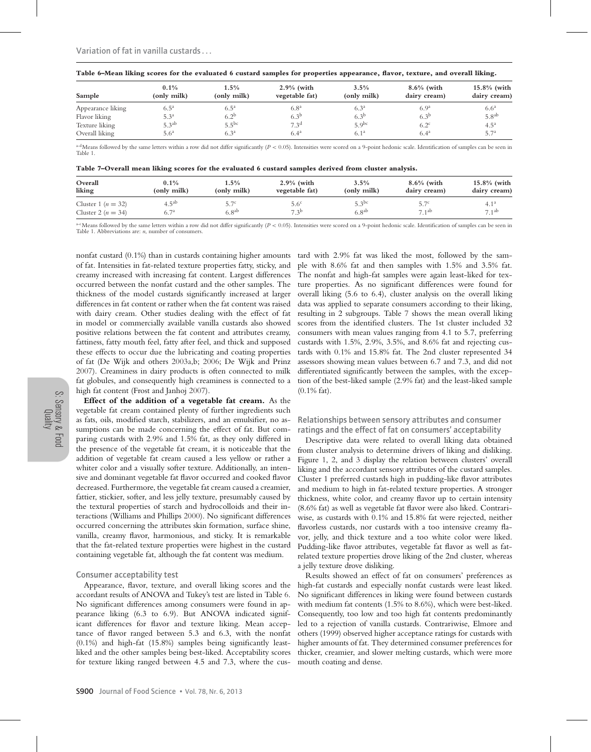**Table 6–Mean liking scores for the evaluated 6 custard samples for properties appearance, flavor, texture, and overall liking.**

| Sample | 0.1% (only milk) | 1.5% (only milk) | 2.9% (with vegetable fat) | 3.5% (only milk) | 8.6% (with dairy cream) | 15.8% (with dairy cream) |
|---|---|---|---|---|---|---|
| Appearance liking | 6.5[a] | 6.5[a] | 6.8[a] | 6.3[a] | 6.9[a] | 6.6[a] |
| Flavor liking | 5.3[a] | 6.2[b] | 6.3[b] | 6.3[b] | 6.3[b] | 5.8[ab] |
| Texture liking | 5.3[ab] | 5.5[bc] | 7.3[d] | 5.9[bc] | 6.2[c] | 4.5[a] |
| Overall liking | 5.6[a] | 6.3[a] | 6.4[a] | 6.1[a] | 6.4[a] | 5.7[a] |

[a–d]Means followed by the same letters within a row did not differ significantly ($P < 0.05$). Intensities were scored on a 9-point hedonic scale. Identification of samples can be seen in Table 1.

**Table 7–Overall mean liking scores for the evaluated 6 custard samples derived from cluster analysis.**

| Overall liking | 0.1% (only milk) | 1.5% (only milk) | 2.9% (with vegetable fat) | 3.5% (only milk) | 8.6% (with dairy cream) | 15.8% (with dairy cream) |
|---|---|---|---|---|---|---|
| Cluster 1 ($n = 32$) | 4.5[ab] | 5.7[c] | 5.6[c] | 5.3[bc] | 5.7[c] | 4.1[a] |
| Cluster 2 ($n = 34$) | 6.7[a] | 6.8[ab] | 7.3[b] | 6.8[ab] | 7.1[ab] | 7.1[ab] |

[a–c]Means followed by the same letters within a row did not differ significantly ($P < 0.05$). Intensities were scored on a 9-point hedonic scale. Identification of samples can be seen in Table 1. Abbreviations are: *n*, number of consumers.

nonfat custard (0.1%) than in custards containing higher amounts of fat. Intensities in fat-related texture properties fatty, sticky, and creamy increased with increasing fat content. Largest differences occurred between the nonfat custard and the other samples. The thickness of the model custards significantly increased at larger differences in fat content or rather when the fat content was raised with dairy cream. Other studies dealing with the effect of fat in model or commercially available vanilla custards also showed positive relations between the fat content and attributes creamy, fattiness, fatty mouth feel, fatty after feel, and thick and supposed these effects to occur due the lubricating and coating properties of fat (De Wijk and others 2003a,b; 2006; De Wijk and Prinz 2007). Creaminess in dairy products is often connected to milk fat globules, and consequently high creaminess is connected to a high fat content (Frost and Janhoj 2007).

**Effect of the addition of a vegetable fat cream.** As the vegetable fat cream contained plenty of further ingredients such as fats, oils, modified starch, stabilizers, and an emulsifier, no assumptions can be made concerning the effect of fat. But comparing custards with 2.9% and 1.5% fat, as they only differed in the presence of the vegetable fat cream, it is noticeable that the addition of vegetable fat cream caused a less yellow or rather a whiter color and a visually softer texture. Additionally, an intensive and dominant vegetable fat flavor occurred and cooked flavor decreased. Furthermore, the vegetable fat cream caused a creamier, fattier, stickier, softer, and less jelly texture, presumably caused by the textural properties of starch and hydrocolloids and their interactions (Williams and Phillips 2000). No significant differences occurred concerning the attributes skin formation, surface shine, vanilla, creamy flavor, harmonious, and sticky. It is remarkable that the fat-related texture properties were highest in the custard containing vegetable fat, although the fat content was medium.

### Consumer acceptability test

Appearance, flavor, texture, and overall liking scores and the accordant results of ANOVA and Tukey's test are listed in Table 6. No significant differences among consumers were found in appearance liking (6.3 to 6.9). But ANOVA indicated significant differences for flavor and texture liking. Mean acceptance of flavor ranged between 5.3 and 6.3, with the nonfat (0.1%) and high-fat (15.8%) samples being significantly least-liked and the other samples being best-liked. Acceptability scores for texture liking ranged between 4.5 and 7.3, where the custard with 2.9% fat was liked the most, followed by the sample with 8.6% fat and then samples with 1.5% and 3.5% fat. The nonfat and high-fat samples were again least-liked for texture properties. As no significant differences were found for overall liking (5.6 to 6.4), cluster analysis on the overall liking data was applied to separate consumers according to their liking, resulting in 2 subgroups. Table 7 shows the mean overall liking scores from the identified clusters. The 1st cluster included 32 consumers with mean values ranging from 4.1 to 5.7, preferring custards with 1.5%, 2.9%, 3.5%, and 8.6% fat and rejecting custards with 0.1% and 15.8% fat. The 2nd cluster represented 34 assessors showing mean values between 6.7 and 7.3, and did not differentiated significantly between the samples, with the exception of the best-liked sample (2.9% fat) and the least-liked sample (0.1% fat).

### Relationships between sensory attributes and consumer ratings and the effect of fat on consumers' acceptability

Descriptive data were related to overall liking data obtained from cluster analysis to determine drivers of liking and disliking. Figure 1, 2, and 3 display the relation between clusters' overall liking and the accordant sensory attributes of the custard samples. Cluster 1 preferred custards high in pudding-like flavor attributes and medium to high in fat-related texture properties. A stronger thickness, white color, and creamy flavor up to certain intensity (8.6% fat) as well as vegetable fat flavor were also liked. Contrariwise, as custards with 0.1% and 15.8% fat were rejected, neither flavorless custards, nor custards with a too intensive creamy flavor, jelly, and thick texture and a too white color were liked. Pudding-like flavor attributes, vegetable fat flavor as well as fat-related texture properties drove liking of the 2nd cluster, whereas a jelly texture drove disliking.

Results showed an effect of fat on consumers' preferences as high-fat custards and especially nonfat custards were least liked. No significant differences in liking were found between custards with medium fat contents (1.5% to 8.6%), which were best-liked. Consequently, too low and too high fat contents predominantly led to a rejection of vanilla custards. Contrariwise, Elmore and others (1999) observed higher acceptance ratings for custards with higher amounts of fat. They determined consumer preferences for thicker, creamier, and slower melting custards, which were more mouth coating and dense.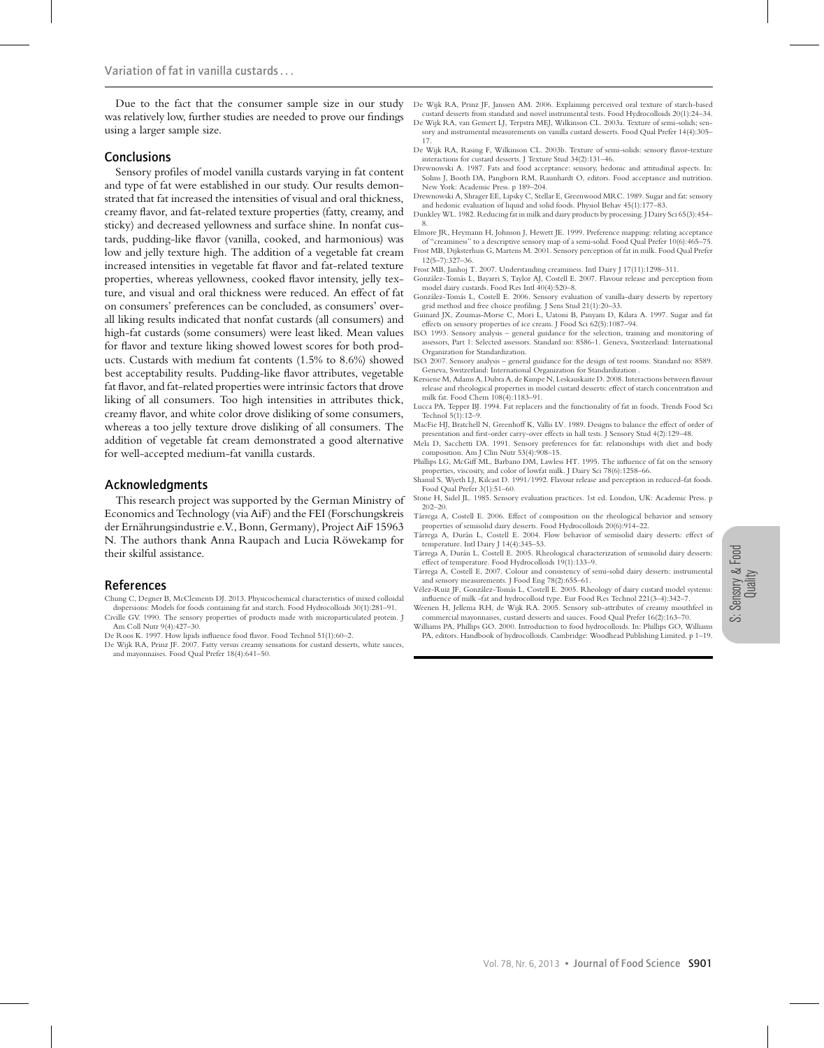Due to the fact that the consumer sample size in our study was relatively low, further studies are needed to prove our findings using a larger sample size.

## Conclusions

Sensory profiles of model vanilla custards varying in fat content and type of fat were established in our study. Our results demonstrated that fat increased the intensities of visual and oral thickness, creamy flavor, and fat-related texture properties (fatty, creamy, and sticky) and decreased yellowness and surface shine. In nonfat custards, pudding-like flavor (vanilla, cooked, and harmonious) was low and jelly texture high. The addition of a vegetable fat cream increased intensities in vegetable fat flavor and fat-related texture properties, whereas yellowness, cooked flavor intensity, jelly texture, and visual and oral thickness were reduced. An effect of fat on consumers' preferences can be concluded, as consumers' overall liking results indicated that nonfat custards (all consumers) and high-fat custards (some consumers) were least liked. Mean values for flavor and texture liking showed lowest scores for both products. Custards with medium fat contents (1.5% to 8.6%) showed best acceptability results. Pudding-like flavor attributes, vegetable fat flavor, and fat-related properties were intrinsic factors that drove liking of all consumers. Too high intensities in attributes thick, creamy flavor, and white color drove disliking of some consumers, whereas a too jelly texture drove disliking of all consumers. The addition of vegetable fat cream demonstrated a good alternative for well-accepted medium-fat vanilla custards.

## Acknowledgments

This research project was supported by the German Ministry of Economics and Technology (via AiF) and the FEI (Forschungskreis der Ernährungsindustrie e.V., Bonn, Germany), Project AiF 15963 N. The authors thank Anna Raupach and Lucia Röwekamp for their skilful assistance.

## References

Chung C, Degner B, McClements DJ. 2013. Physicochemical characteristics of mixed colloidal dispersions: Models for foods containing fat and starch. Food Hydrocolloids 30(1):281–91.

Civille GV. 1990. The sensory properties of products made with microparticulated protein. J Am Coll Nutr 9(4):427–30.

De Roos K. 1997. How lipids influence food flavor. Food Technol 51(1):60–2.

De Wijk RA, Prinz JF. 2007. Fatty versus creamy sensations for custard desserts, white sauces, and mayonnaises. Food Qual Prefer 18(4):641–50.

De Wijk RA, Prinz JF, Janssen AM. 2006. Explaining perceived oral texture of starch-based custard desserts from standard and novel instrumental tests. Food Hydrocolloids 20(1):24–34.

De Wijk RA, van Gemert LJ, Terpstra MEJ, Wilkinson CL. 2003a. Texture of semi-solids; sensory and instrumental measurements on vanilla custard desserts. Food Qual Prefer 14(4):305–17.

De Wijk RA, Rasing F, Wilkinson CL. 2003b. Texture of semi-solids: sensory flavor-texture interactions for custard desserts. J Texture Stud 34(2):131–46.

Drewnowski A. 1987. Fats and food acceptance: sensory, hedonic and attitudinal aspects. In: Solms J, Booth DA, Pangborn RM, Raunhardt O, editors. Food acceptance and nutrition. New York: Academic Press. p 189–204.

Drewnowski A, Shrager EE, Lipsky C, Stellar E, Greenwood MRC. 1989. Sugar and fat: sensory and hedonic evaluation of liquid and solid foods. Physiol Behav 45(1):177–83.

Dunkley WL. 1982. Reducing fat in milk and dairy products by processing. J Dairy Sci 65(3):454–8.

Elmore JR, Heymann H, Johnson J, Hewett JE. 1999. Preference mapping: relating acceptance of "creaminess" to a descriptive sensory map of a semi-solid. Food Qual Prefer 10(6):465–75.

Frost MB, Dijksterhuis G, Martens M. 2001. Sensory perception of fat in milk. Food Qual Prefer 12(5–7):327–36.

Frost MB, Janhoj T. 2007. Understanding creaminess. Intl Dairy J 17(11):1298–311.

González-Tomás L, Bayarri S, Taylor AJ, Costell E. 2007. Flavour release and perception from model dairy custards. Food Res Intl 40(4):520–8.

González-Tomás L, Costell E. 2006. Sensory evaluation of vanilla-dairy desserts by repertory grid method and free choice profiling. J Sens Stud 21(1):20–33.

Guinard JX, Zoumas-Morse C, Mori L, Uatoni B, Panyam D, Kilara A. 1997. Sugar and fat effects on sensory properties of ice cream. J Food Sci 62(5):1087–94.

ISO. 1993. Sensory analysis – general guidance for the selection, training and monitoring of assessors, Part 1: Selected assessors. Standard no: 8586-1. Geneva, Switzerland: International Organization for Standardization.

ISO. 2007. Sensory analysis – general guidance for the design of test rooms. Standard no: 8589. Geneva, Switzerland: International Organization for Standardization .

Kersiene M, Adams A, Dubra A, de Kimpe N, Leskauskaite D. 2008. Interactions between flavour release and rheological properties in model custard desserts: effect of starch concentration and milk fat. Food Chem 108(4):1183–91.

Lucca PA, Tepper BJ. 1994. Fat replacers and the functionality of fat in foods. Trends Food Sci Technol 5(1):12–9.

MacFie HJ, Bratchell N, Greenhoff K, Vallis LV. 1989. Designs to balance the effect of order of presentation and first-order carry-over effects in hall tests. J Sensory Stud 4(2):129–48.

Mela D, Sacchetti DA. 1991. Sensory preferences for fat: relationships with diet and body composition. Am J Clin Nutr 53(4):908–15.

Phillips LG, McGiff ML, Barbano DM, Lawless HT. 1995. The influence of fat on the sensory properties, viscosity, and color of lowfat milk. J Dairy Sci 78(6):1258–66.

Shamil S, Wyeth LJ, Kilcast D. 1991/1992. Flavour release and perception in reduced-fat foods. Food Qual Prefer 3(1):51–60.

Stone H, Sidel JL. 1985. Sensory evaluation practices. 1st ed. London, UK: Academic Press. p 202–20.

Tárrega A, Costell E. 2006. Effect of composition on the rheological behavior and sensory properties of semisolid dairy desserts. Food Hydrocolloids 20(6):914–22.

Tárrega A, Durán L, Costell E. 2004. Flow behavior of semisolid dairy desserts: effect of temperature. Intl Dairy J 14(4):345–53.

Tárrega A, Durán L, Costell E. 2005. Rheological characterization of semisolid dairy desserts: effect of temperature. Food Hydrocolloids 19(1):133–9.

Tárrega A, Costell E. 2007. Colour and consistency of semi-solid dairy desserts: instrumental and sensory measurements. J Food Eng 78(2):655–61.

Vélez-Ruiz JF, González-Tomás L, Costell E. 2005. Rheology of dairy custard model systems: influence of milk -fat and hydrocolloid type. Eur Food Res Technol 221(3–4):342–7.

Weenen H, Jellema RH, de Wijk RA. 2005. Sensory sub-attributes of creamy mouthfeel in commercial mayonnaises, custard desserts and sauces. Food Qual Prefer 16(2):163–70.

Williams PA, Phillips GO. 2000. Introduction to food hydrocolloids. In: Phillips GO, Williams PA, editors. Handbook of hydrocolloids. Cambridge: Woodhead Publishing Limited. p 1–19.